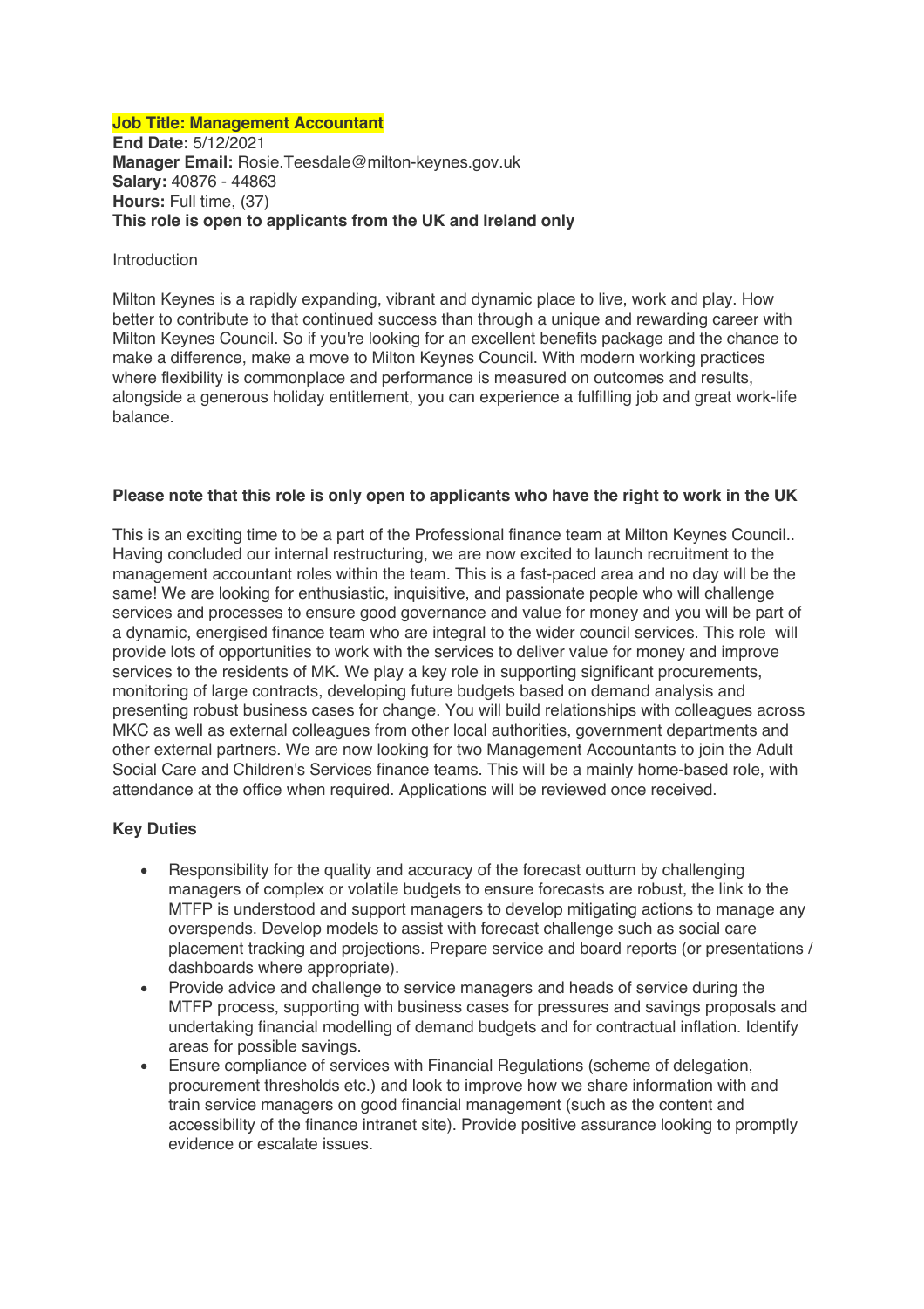**Job Title: Management Accountant**
**End Date:** 5/12/2021
**Manager Email:** Rosie.Teesdale@milton-keynes.gov.uk
**Salary:** 40876 - 44863
**Hours:** Full time, (37)
**This role is open to applicants from the UK and Ireland only**

Introduction

Milton Keynes is a rapidly expanding, vibrant and dynamic place to live, work and play. How better to contribute to that continued success than through a unique and rewarding career with Milton Keynes Council. So if you're looking for an excellent benefits package and the chance to make a difference, make a move to Milton Keynes Council. With modern working practices where flexibility is commonplace and performance is measured on outcomes and results, alongside a generous holiday entitlement, you can experience a fulfilling job and great work-life balance.

**Please note that this role is only open to applicants who have the right to work in the UK**

This is an exciting time to be a part of the Professional finance team at Milton Keynes Council.. Having concluded our internal restructuring, we are now excited to launch recruitment to the management accountant roles within the team. This is a fast-paced area and no day will be the same! We are looking for enthusiastic, inquisitive, and passionate people who will challenge services and processes to ensure good governance and value for money and you will be part of a dynamic, energised finance team who are integral to the wider council services. This role will provide lots of opportunities to work with the services to deliver value for money and improve services to the residents of MK. We play a key role in supporting significant procurements, monitoring of large contracts, developing future budgets based on demand analysis and presenting robust business cases for change. You will build relationships with colleagues across MKC as well as external colleagues from other local authorities, government departments and other external partners. We are now looking for two Management Accountants to join the Adult Social Care and Children's Services finance teams. This will be a mainly home-based role, with attendance at the office when required. Applications will be reviewed once received.

**Key Duties**

- Responsibility for the quality and accuracy of the forecast outturn by challenging managers of complex or volatile budgets to ensure forecasts are robust, the link to the MTFP is understood and support managers to develop mitigating actions to manage any overspends. Develop models to assist with forecast challenge such as social care placement tracking and projections. Prepare service and board reports (or presentations / dashboards where appropriate).
- Provide advice and challenge to service managers and heads of service during the MTFP process, supporting with business cases for pressures and savings proposals and undertaking financial modelling of demand budgets and for contractual inflation. Identify areas for possible savings.
- Ensure compliance of services with Financial Regulations (scheme of delegation, procurement thresholds etc.) and look to improve how we share information with and train service managers on good financial management (such as the content and accessibility of the finance intranet site). Provide positive assurance looking to promptly evidence or escalate issues.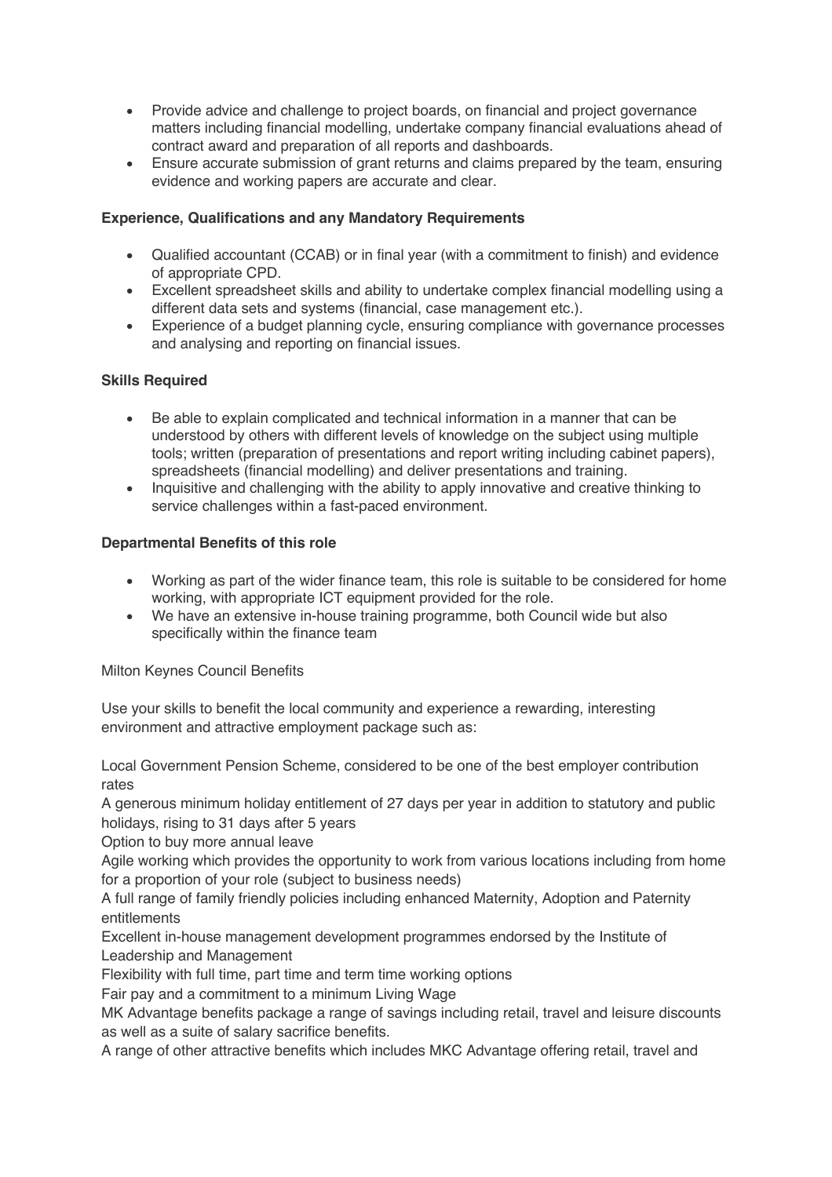- Provide advice and challenge to project boards, on financial and project governance matters including financial modelling, undertake company financial evaluations ahead of contract award and preparation of all reports and dashboards.
- Ensure accurate submission of grant returns and claims prepared by the team, ensuring evidence and working papers are accurate and clear.

**Experience, Qualifications and any Mandatory Requirements**

- Qualified accountant (CCAB) or in final year (with a commitment to finish) and evidence of appropriate CPD.
- Excellent spreadsheet skills and ability to undertake complex financial modelling using a different data sets and systems (financial, case management etc.).
- Experience of a budget planning cycle, ensuring compliance with governance processes and analysing and reporting on financial issues.

**Skills Required**

- Be able to explain complicated and technical information in a manner that can be understood by others with different levels of knowledge on the subject using multiple tools; written (preparation of presentations and report writing including cabinet papers), spreadsheets (financial modelling) and deliver presentations and training.
- Inquisitive and challenging with the ability to apply innovative and creative thinking to service challenges within a fast-paced environment.

**Departmental Benefits of this role**

- Working as part of the wider finance team, this role is suitable to be considered for home working, with appropriate ICT equipment provided for the role.
- We have an extensive in-house training programme, both Council wide but also specifically within the finance team

Milton Keynes Council Benefits

Use your skills to benefit the local community and experience a rewarding, interesting environment and attractive employment package such as:

Local Government Pension Scheme, considered to be one of the best employer contribution rates

A generous minimum holiday entitlement of 27 days per year in addition to statutory and public holidays, rising to 31 days after 5 years

Option to buy more annual leave

Agile working which provides the opportunity to work from various locations including from home for a proportion of your role (subject to business needs)

A full range of family friendly policies including enhanced Maternity, Adoption and Paternity entitlements

Excellent in-house management development programmes endorsed by the Institute of Leadership and Management

Flexibility with full time, part time and term time working options

Fair pay and a commitment to a minimum Living Wage

MK Advantage benefits package a range of savings including retail, travel and leisure discounts as well as a suite of salary sacrifice benefits.

A range of other attractive benefits which includes MKC Advantage offering retail, travel and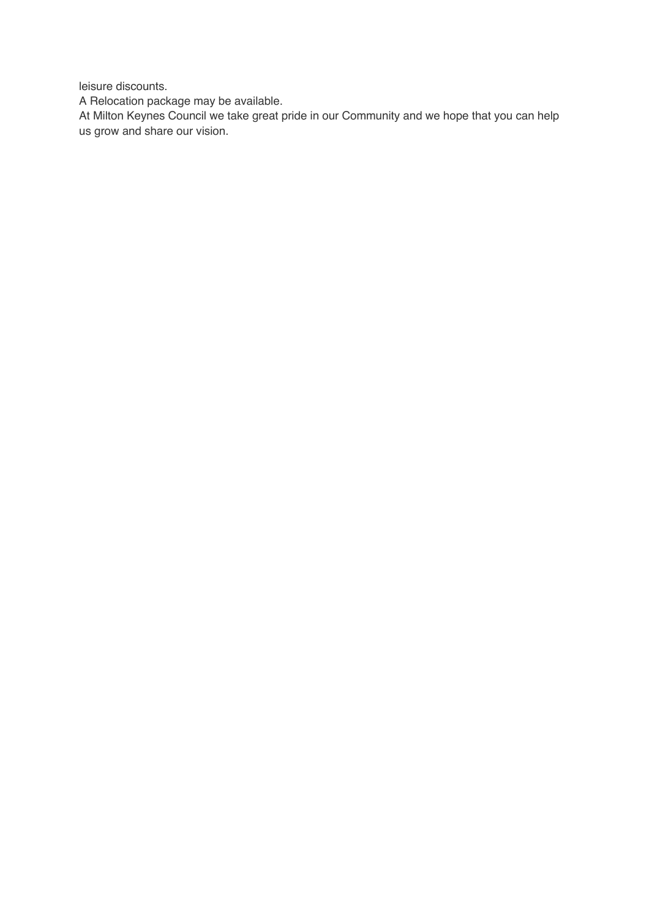leisure discounts.
A Relocation package may be available.
At Milton Keynes Council we take great pride in our Community and we hope that you can help us grow and share our vision.